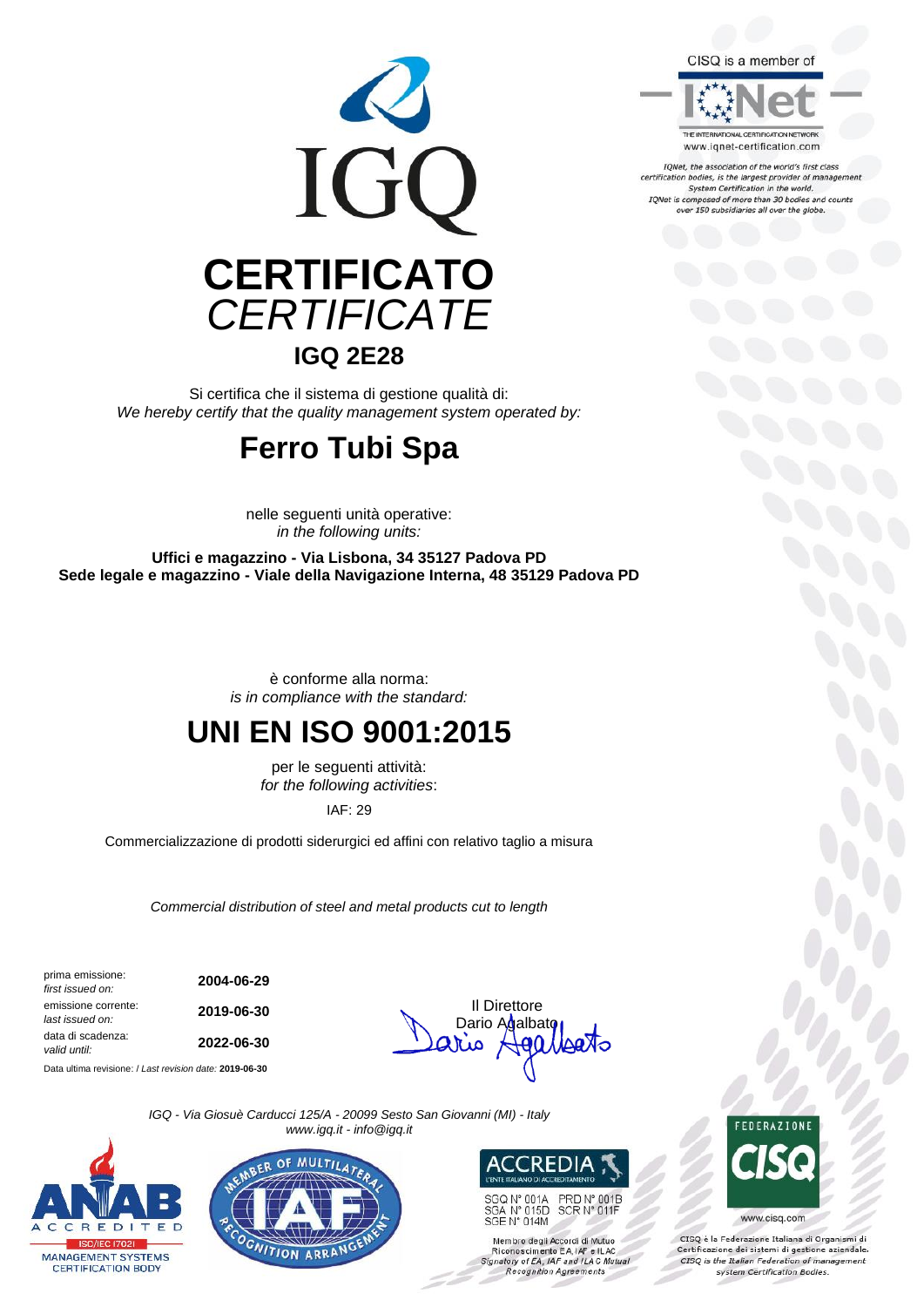CISQ is a member of

IQNet
THE INTERNATIONAL CERTIFICATION NETWORK
www.iqnet-certification.com

*IQNet, the association of the world's first class certification bodies, is the largest provider of management System Certification in the world. IQNet is composed of more than 30 bodies and counts over 150 subsidiaries all over the globe.*

IGQ

# CERTIFICATO
*CERTIFICATE*

## IGQ 2E28

Si certifica che il sistema di gestione qualità di:
*We hereby certify that the quality management system operated by:*

# Ferro Tubi Spa

nelle seguenti unità operative:
*in the following units:*

**Uffici e magazzino - Via Lisbona, 34 35127 Padova PD**
**Sede legale e magazzino - Viale della Navigazione Interna, 48 35129 Padova PD**

è conforme alla norma:
*is in compliance with the standard:*

# UNI EN ISO 9001:2015

per le seguenti attività:
*for the following activities*:

IAF: 29

Commercializzazione di prodotti siderurgici ed affini con relativo taglio a misura

*Commercial distribution of steel and metal products cut to length*

| | |
|---|---|
| prima emissione: *first issued on:* | **2004-06-29** |
| emissione corrente: *last issued on:* | **2019-06-30** |
| data di scadenza: *valid until:* | **2022-06-30** |

Data ultima revisione: / *Last revision date:* **2019-06-30**

Il Direttore
Dario Agalbato

*IGQ - Via Giosuè Carducci 125/A - 20099 Sesto San Giovanni (MI) - Italy*
*www.igq.it - info@igq.it*

ANAB ACCREDITED ISO/IEC 17021 MANAGEMENT SYSTEMS CERTIFICATION BODY

MEMBER OF MULTILATERAL RECOGNITION ARRANGEMENT IAF

ACCREDIA
L'ENTE ITALIANO DI ACCREDITAMENTO
SGQ N° 001A PRD N° 001B
SGA N° 015D SCR N° 011F
SGE N° 014M

Membro degli Accordi di Mutuo Riconoscimento EA, IAF e ILAC
*Signatory of EA, IAF and ILAC Mutual Recognition Agreements*

FEDERAZIONE CISQ
www.cisq.com

CISQ è la Federazione Italiana di Organismi di Certificazione dei sistemi di gestione aziendale.
*CISQ is the Italian Federation of management system Certification Bodies.*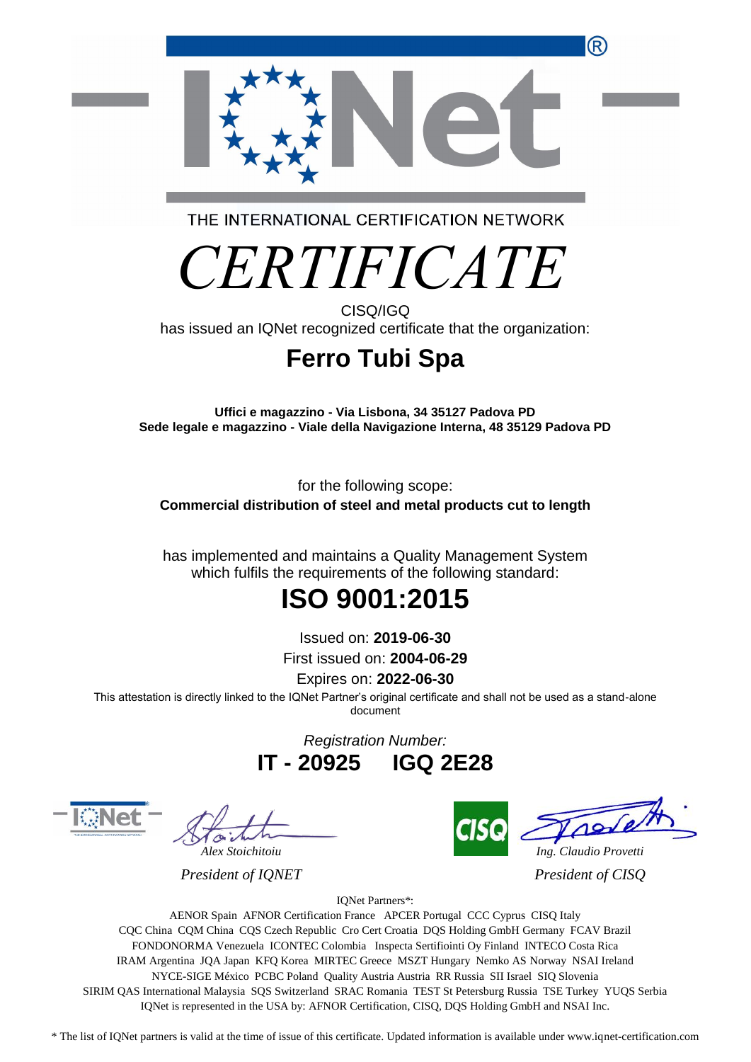THE INTERNATIONAL CERTIFICATION NETWORK

# *CERTIFICATE*

CISQ/IGQ

has issued an IQNet recognized certificate that the organization:

## Ferro Tubi Spa

**Uffici e magazzino - Via Lisbona, 34 35127 Padova PD**
**Sede legale e magazzino - Viale della Navigazione Interna, 48 35129 Padova PD**

for the following scope:
**Commercial distribution of steel and metal products cut to length**

has implemented and maintains a Quality Management System which fulfils the requirements of the following standard:

## ISO 9001:2015

Issued on: **2019-06-30**
First issued on: **2004-06-29**
Expires on: **2022-06-30**

This attestation is directly linked to the IQNet Partner's original certificate and shall not be used as a stand-alone document

*Registration Number:*

**IT - 20925 IGQ 2E28**

*Alex Stoichitoiu*
*President of IQNET*

*Ing. Claudio Provetti*
*President of CISQ*

IQNet Partners*:

AENOR Spain AFNOR Certification France APCER Portugal CCC Cyprus CISQ Italy CQC China CQM China CQS Czech Republic Cro Cert Croatia DQS Holding GmbH Germany FCAV Brazil FONDONORMA Venezuela ICONTEC Colombia Inspecta Sertifiointi Oy Finland INTECO Costa Rica IRAM Argentina JQA Japan KFQ Korea MIRTEC Greece MSZT Hungary Nemko AS Norway NSAI Ireland NYCE-SIGE México PCBC Poland Quality Austria Austria RR Russia SII Israel SIQ Slovenia SIRIM QAS International Malaysia SQS Switzerland SRAC Romania TEST St Petersburg Russia TSE Turkey YUQS Serbia

IQNet is represented in the USA by: AFNOR Certification, CISQ, DQS Holding GmbH and NSAI Inc.

* The list of IQNet partners is valid at the time of issue of this certificate. Updated information is available under www.iqnet-certification.com